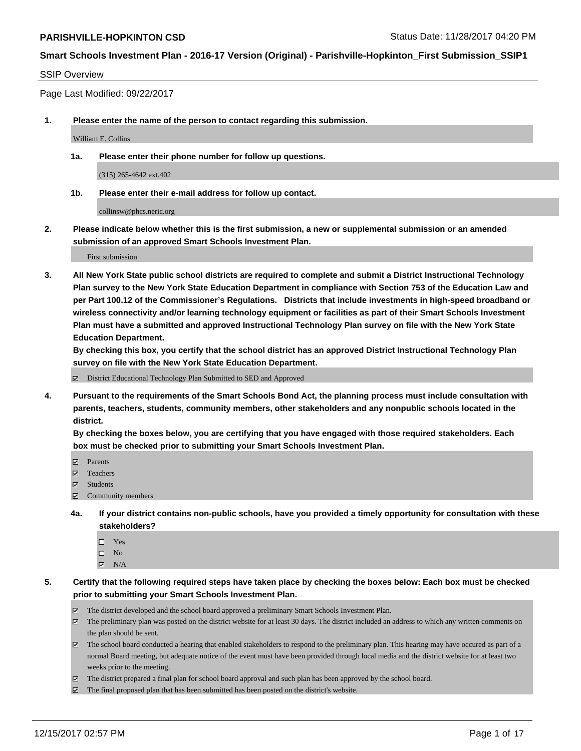**PARISHVILLE-HOPKINTON CSD** Status Date: 11/28/2017 04:20 PM

**Smart Schools Investment Plan - 2016-17 Version (Original) - Parishville-Hopkinton_First Submission_SSIP1**

SSIP Overview

Page Last Modified: 09/22/2017

**1. Please enter the name of the person to contact regarding this submission.**

William E. Collins

**1a. Please enter their phone number for follow up questions.**

(315) 265-4642 ext.402

**1b. Please enter their e-mail address for follow up contact.**

collinsw@phcs.neric.org

**2. Please indicate below whether this is the first submission, a new or supplemental submission or an amended submission of an approved Smart Schools Investment Plan.**

First submission

**3. All New York State public school districts are required to complete and submit a District Instructional Technology Plan survey to the New York State Education Department in compliance with Section 753 of the Education Law and per Part 100.12 of the Commissioner's Regulations. Districts that include investments in high-speed broadband or wireless connectivity and/or learning technology equipment or facilities as part of their Smart Schools Investment Plan must have a submitted and approved Instructional Technology Plan survey on file with the New York State Education Department.**
**By checking this box, you certify that the school district has an approved District Instructional Technology Plan survey on file with the New York State Education Department.**

- ☑ District Educational Technology Plan Submitted to SED and Approved

**4. Pursuant to the requirements of the Smart Schools Bond Act, the planning process must include consultation with parents, teachers, students, community members, other stakeholders and any nonpublic schools located in the district.**
**By checking the boxes below, you are certifying that you have engaged with those required stakeholders. Each box must be checked prior to submitting your Smart Schools Investment Plan.**

- ☑ Parents
- ☑ Teachers
- ☑ Students
- ☑ Community members

**4a. If your district contains non-public schools, have you provided a timely opportunity for consultation with these stakeholders?**

- ☐ Yes
- ☐ No
- ☑ N/A

**5. Certify that the following required steps have taken place by checking the boxes below: Each box must be checked prior to submitting your Smart Schools Investment Plan.**

- ☑ The district developed and the school board approved a preliminary Smart Schools Investment Plan.
- ☑ The preliminary plan was posted on the district website for at least 30 days. The district included an address to which any written comments on the plan should be sent.
- ☑ The school board conducted a hearing that enabled stakeholders to respond to the preliminary plan. This hearing may have occured as part of a normal Board meeting, but adequate notice of the event must have been provided through local media and the district website for at least two weeks prior to the meeting.
- ☑ The district prepared a final plan for school board approval and such plan has been approved by the school board.
- ☑ The final proposed plan that has been submitted has been posted on the district's website.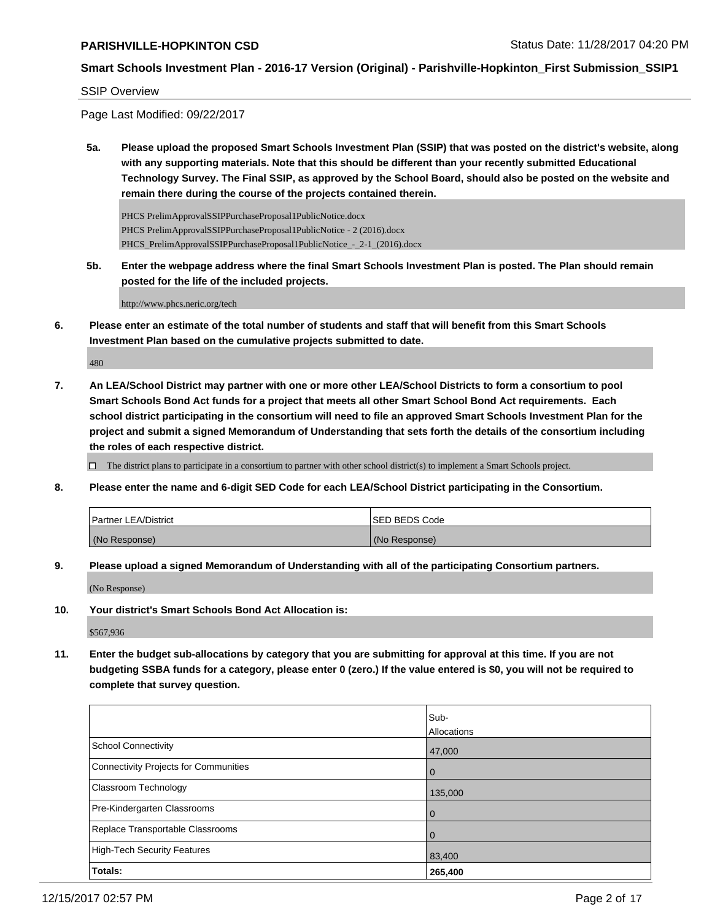**PARISHVILLE-HOPKINTON CSD** Status Date: 11/28/2017 04:20 PM

**Smart Schools Investment Plan - 2016-17 Version (Original) - Parishville-Hopkinton_First Submission_SSIP1**

SSIP Overview

Page Last Modified: 09/22/2017

**5a. Please upload the proposed Smart Schools Investment Plan (SSIP) that was posted on the district's website, along with any supporting materials. Note that this should be different than your recently submitted Educational Technology Survey. The Final SSIP, as approved by the School Board, should also be posted on the website and remain there during the course of the projects contained therein.**

PHCS PrelimApprovalSSIPPurchaseProposal1PublicNotice.docx
PHCS PrelimApprovalSSIPPurchaseProposal1PublicNotice - 2 (2016).docx
PHCS_PrelimApprovalSSIPPurchaseProposal1PublicNotice_-_2-1_(2016).docx

**5b. Enter the webpage address where the final Smart Schools Investment Plan is posted. The Plan should remain posted for the life of the included projects.**

http://www.phcs.neric.org/tech

**6. Please enter an estimate of the total number of students and staff that will benefit from this Smart Schools Investment Plan based on the cumulative projects submitted to date.**

480

**7. An LEA/School District may partner with one or more other LEA/School Districts to form a consortium to pool Smart Schools Bond Act funds for a project that meets all other Smart School Bond Act requirements. Each school district participating in the consortium will need to file an approved Smart Schools Investment Plan for the project and submit a signed Memorandum of Understanding that sets forth the details of the consortium including the roles of each respective district.**

☐ The district plans to participate in a consortium to partner with other school district(s) to implement a Smart Schools project.

**8. Please enter the name and 6-digit SED Code for each LEA/School District participating in the Consortium.**

| Partner LEA/District | SED BEDS Code |
|---|---|
| (No Response) | (No Response) |

**9. Please upload a signed Memorandum of Understanding with all of the participating Consortium partners.**

(No Response)

**10. Your district's Smart Schools Bond Act Allocation is:**

$567,936

**11. Enter the budget sub-allocations by category that you are submitting for approval at this time. If you are not budgeting SSBA funds for a category, please enter 0 (zero.) If the value entered is $0, you will not be required to complete that survey question.**

| | Sub-Allocations |
|---|---|
| School Connectivity | 47,000 |
| Connectivity Projects for Communities | 0 |
| Classroom Technology | 135,000 |
| Pre-Kindergarten Classrooms | 0 |
| Replace Transportable Classrooms | 0 |
| High-Tech Security Features | 83,400 |
| **Totals:** | **265,400** |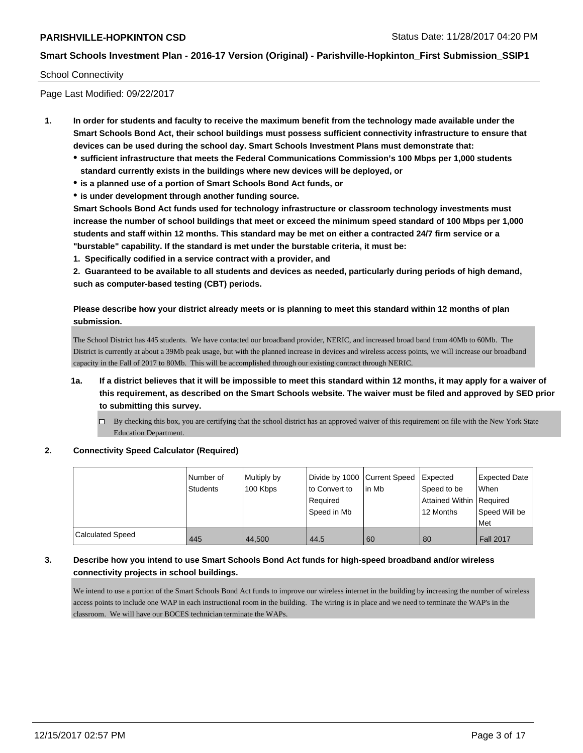School Connectivity

Page Last Modified: 09/22/2017

1. **In order for students and faculty to receive the maximum benefit from the technology made available under the Smart Schools Bond Act, their school buildings must possess sufficient connectivity infrastructure to ensure that devices can be used during the school day. Smart Schools Investment Plans must demonstrate that:**
   - **sufficient infrastructure that meets the Federal Communications Commission's 100 Mbps per 1,000 students standard currently exists in the buildings where new devices will be deployed, or**
   - **is a planned use of a portion of Smart Schools Bond Act funds, or**
   - **is under development through another funding source.**

   **Smart Schools Bond Act funds used for technology infrastructure or classroom technology investments must increase the number of school buildings that meet or exceed the minimum speed standard of 100 Mbps per 1,000 students and staff within 12 months. This standard may be met on either a contracted 24/7 firm service or a "burstable" capability. If the standard is met under the burstable criteria, it must be:**

   **1. Specifically codified in a service contract with a provider, and**

   **2. Guaranteed to be available to all students and devices as needed, particularly during periods of high demand, such as computer-based testing (CBT) periods.**

   **Please describe how your district already meets or is planning to meet this standard within 12 months of plan submission.**

   The School District has 445 students. We have contacted our broadband provider, NERIC, and increased broad band from 40Mb to 60Mb. The District is currently at about a 39Mb peak usage, but with the planned increase in devices and wireless access points, we will increase our broadband capacity in the Fall of 2017 to 80Mb. This will be accomplished through our existing contract through NERIC.

   1a. **If a district believes that it will be impossible to meet this standard within 12 months, it may apply for a waiver of this requirement, as described on the Smart Schools website. The waiver must be filed and approved by SED prior to submitting this survey.**

   - [ ] By checking this box, you are certifying that the school district has an approved waiver of this requirement on file with the New York State Education Department.

2. **Connectivity Speed Calculator (Required)**

| | Number of Students | Multiply by 100 Kbps | Divide by 1000 to Convert to Required Speed in Mb | Current Speed in Mb | Expected Speed to be Attained Within 12 Months | Expected Date When Required Speed Will be Met |
|---|---|---|---|---|---|---|
| Calculated Speed | 445 | 44,500 | 44.5 | 60 | 80 | Fall 2017 |

3. **Describe how you intend to use Smart Schools Bond Act funds for high-speed broadband and/or wireless connectivity projects in school buildings.**

   We intend to use a portion of the Smart Schools Bond Act funds to improve our wireless internet in the building by increasing the number of wireless access points to include one WAP in each instructional room in the building. The wiring is in place and we need to terminate the WAP's in the classroom. We will have our BOCES technician terminate the WAPs.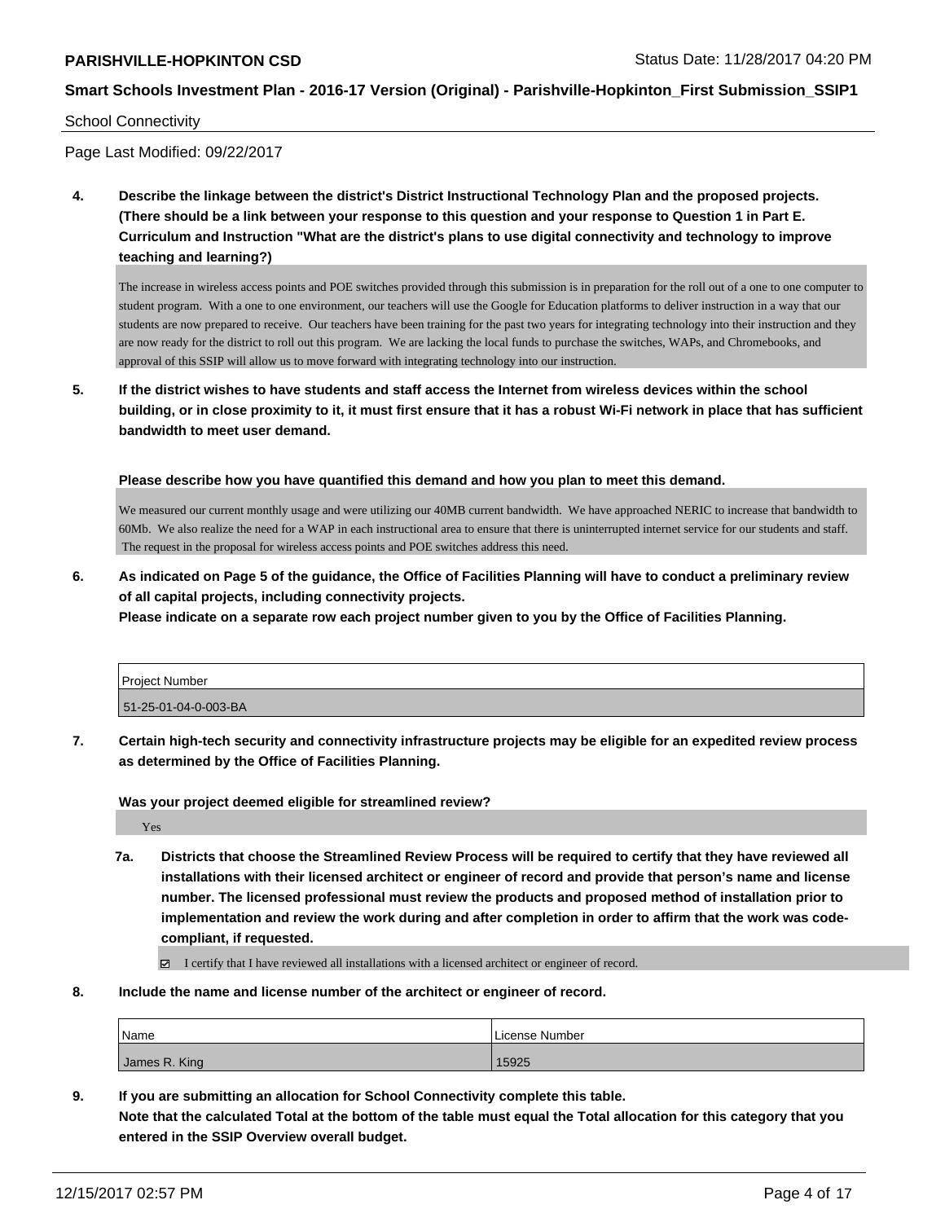School Connectivity

Page Last Modified: 09/22/2017

**4. Describe the linkage between the district's District Instructional Technology Plan and the proposed projects. (There should be a link between your response to this question and your response to Question 1 in Part E. Curriculum and Instruction "What are the district's plans to use digital connectivity and technology to improve teaching and learning?)**

The increase in wireless access points and POE switches provided through this submission is in preparation for the roll out of a one to one computer to student program. With a one to one environment, our teachers will use the Google for Education platforms to deliver instruction in a way that our students are now prepared to receive. Our teachers have been training for the past two years for integrating technology into their instruction and they are now ready for the district to roll out this program. We are lacking the local funds to purchase the switches, WAPs, and Chromebooks, and approval of this SSIP will allow us to move forward with integrating technology into our instruction.

**5. If the district wishes to have students and staff access the Internet from wireless devices within the school building, or in close proximity to it, it must first ensure that it has a robust Wi-Fi network in place that has sufficient bandwidth to meet user demand.**

**Please describe how you have quantified this demand and how you plan to meet this demand.**

We measured our current monthly usage and were utilizing our 40MB current bandwidth. We have approached NERIC to increase that bandwidth to 60Mb. We also realize the need for a WAP in each instructional area to ensure that there is uninterrupted internet service for our students and staff. The request in the proposal for wireless access points and POE switches address this need.

**6. As indicated on Page 5 of the guidance, the Office of Facilities Planning will have to conduct a preliminary review of all capital projects, including connectivity projects.**
**Please indicate on a separate row each project number given to you by the Office of Facilities Planning.**

| Project Number |
| --- |
| 51-25-01-04-0-003-BA |

**7. Certain high-tech security and connectivity infrastructure projects may be eligible for an expedited review process as determined by the Office of Facilities Planning.**

**Was your project deemed eligible for streamlined review?**

Yes

**7a. Districts that choose the Streamlined Review Process will be required to certify that they have reviewed all installations with their licensed architect or engineer of record and provide that person's name and license number. The licensed professional must review the products and proposed method of installation prior to implementation and review the work during and after completion in order to affirm that the work was code-compliant, if requested.**

☑ I certify that I have reviewed all installations with a licensed architect or engineer of record.

**8. Include the name and license number of the architect or engineer of record.**

| Name | License Number |
| --- | --- |
| James R. King | 15925 |

**9. If you are submitting an allocation for School Connectivity complete this table.**
**Note that the calculated Total at the bottom of the table must equal the Total allocation for this category that you entered in the SSIP Overview overall budget.**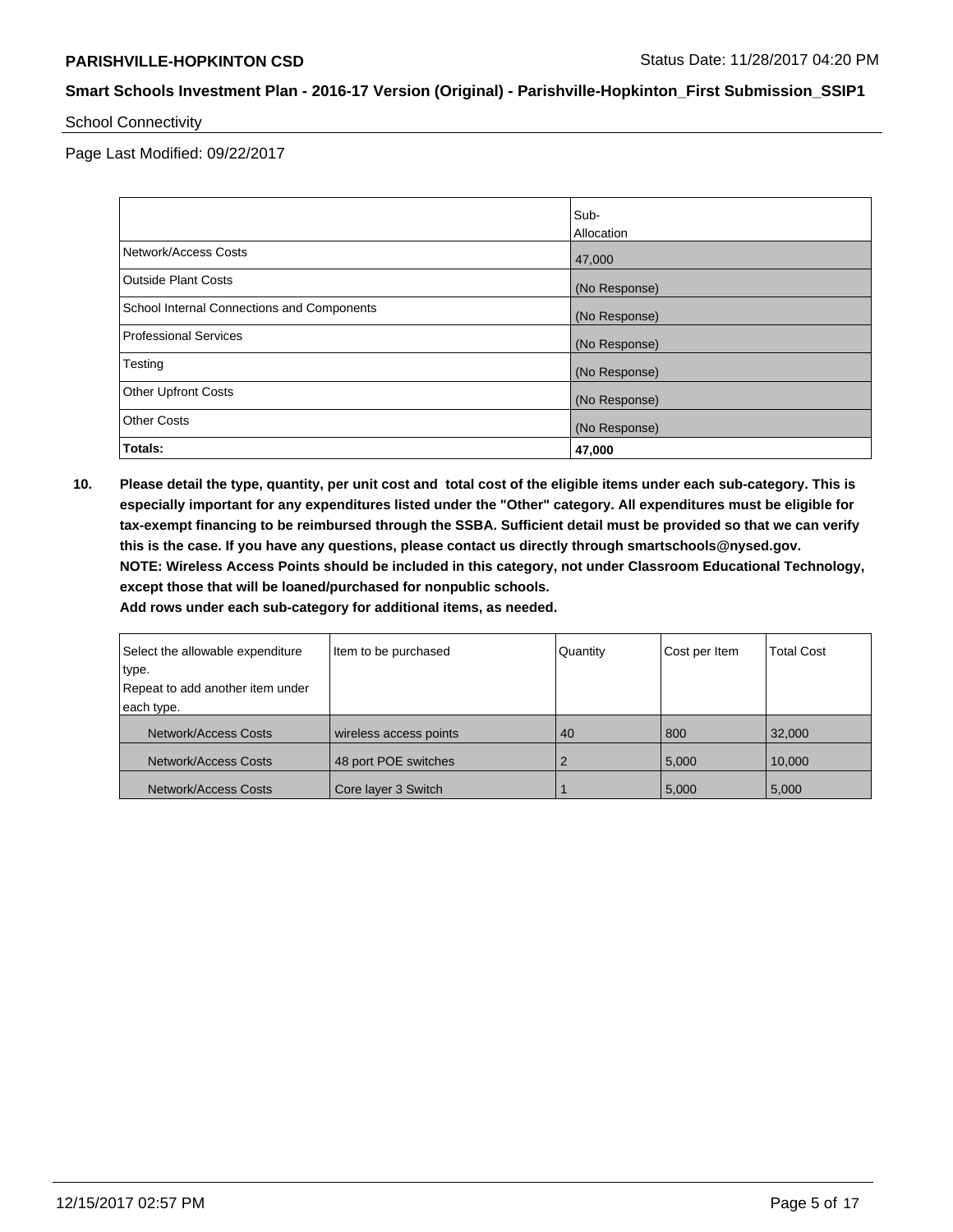School Connectivity

Page Last Modified: 09/22/2017

| | Sub-Allocation |
|---|---|
| Network/Access Costs | 47,000 |
| Outside Plant Costs | (No Response) |
| School Internal Connections and Components | (No Response) |
| Professional Services | (No Response) |
| Testing | (No Response) |
| Other Upfront Costs | (No Response) |
| Other Costs | (No Response) |
| **Totals:** | **47,000** |

**10. Please detail the type, quantity, per unit cost and total cost of the eligible items under each sub-category. This is especially important for any expenditures listed under the "Other" category. All expenditures must be eligible for tax-exempt financing to be reimbursed through the SSBA. Sufficient detail must be provided so that we can verify this is the case. If you have any questions, please contact us directly through smartschools@nysed.gov.**
**NOTE: Wireless Access Points should be included in this category, not under Classroom Educational Technology, except those that will be loaned/purchased for nonpublic schools.**
**Add rows under each sub-category for additional items, as needed.**

| Select the allowable expenditure type. Repeat to add another item under each type. | Item to be purchased | Quantity | Cost per Item | Total Cost |
|---|---|---|---|---|
| Network/Access Costs | wireless access points | 40 | 800 | 32,000 |
| Network/Access Costs | 48 port POE switches | 2 | 5,000 | 10,000 |
| Network/Access Costs | Core layer 3 Switch | 1 | 5,000 | 5,000 |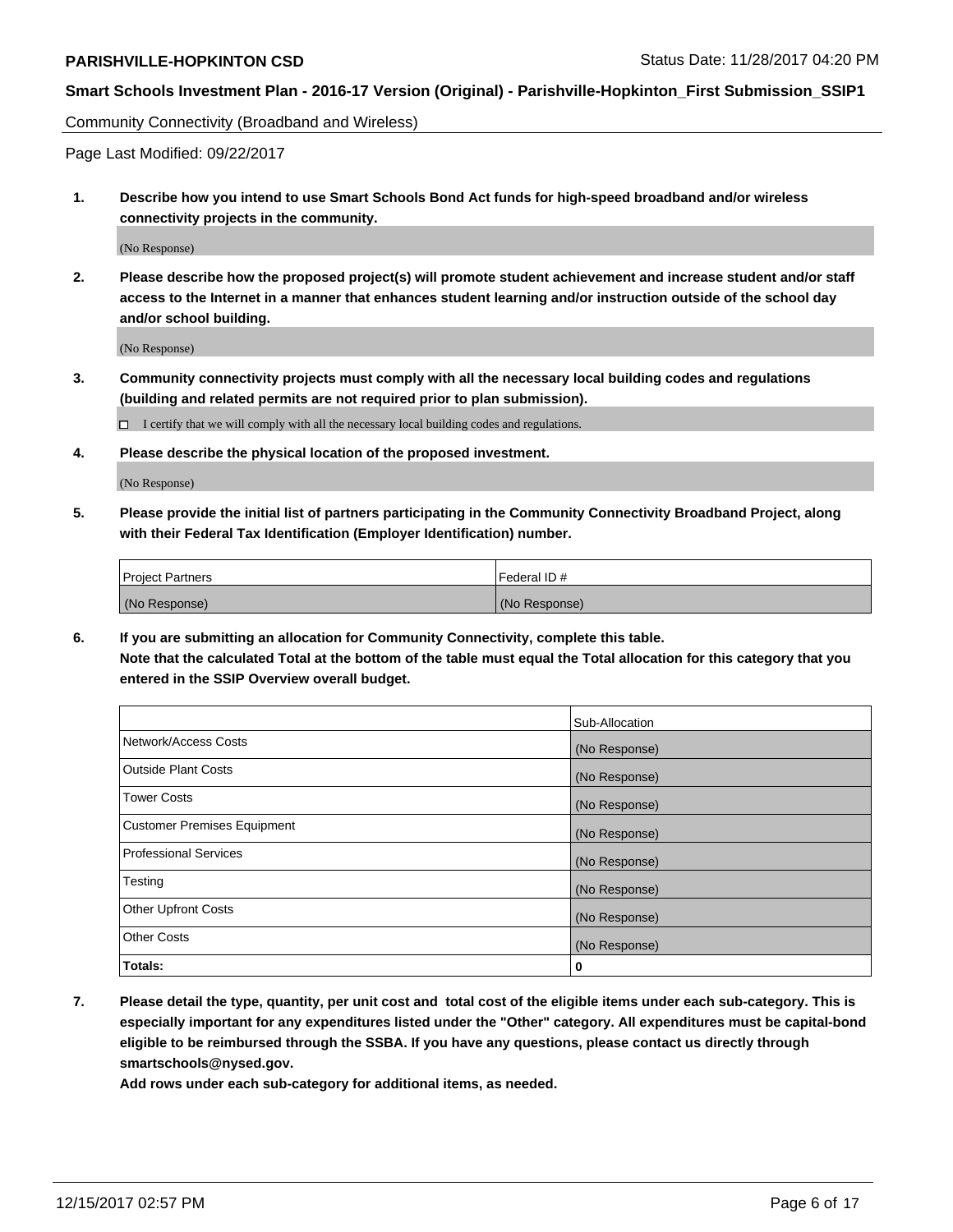Community Connectivity (Broadband and Wireless)

Page Last Modified: 09/22/2017

**1. Describe how you intend to use Smart Schools Bond Act funds for high-speed broadband and/or wireless connectivity projects in the community.**

(No Response)

**2. Please describe how the proposed project(s) will promote student achievement and increase student and/or staff access to the Internet in a manner that enhances student learning and/or instruction outside of the school day and/or school building.**

(No Response)

**3. Community connectivity projects must comply with all the necessary local building codes and regulations (building and related permits are not required prior to plan submission).**

☐ I certify that we will comply with all the necessary local building codes and regulations.

**4. Please describe the physical location of the proposed investment.**

(No Response)

**5. Please provide the initial list of partners participating in the Community Connectivity Broadband Project, along with their Federal Tax Identification (Employer Identification) number.**

| Project Partners | Federal ID # |
|---|---|
| (No Response) | (No Response) |

**6. If you are submitting an allocation for Community Connectivity, complete this table. Note that the calculated Total at the bottom of the table must equal the Total allocation for this category that you entered in the SSIP Overview overall budget.**

| | Sub-Allocation |
|---|---|
| Network/Access Costs | (No Response) |
| Outside Plant Costs | (No Response) |
| Tower Costs | (No Response) |
| Customer Premises Equipment | (No Response) |
| Professional Services | (No Response) |
| Testing | (No Response) |
| Other Upfront Costs | (No Response) |
| Other Costs | (No Response) |
| **Totals:** | **0** |

**7. Please detail the type, quantity, per unit cost and total cost of the eligible items under each sub-category. This is especially important for any expenditures listed under the "Other" category. All expenditures must be capital-bond eligible to be reimbursed through the SSBA. If you have any questions, please contact us directly through smartschools@nysed.gov.**

**Add rows under each sub-category for additional items, as needed.**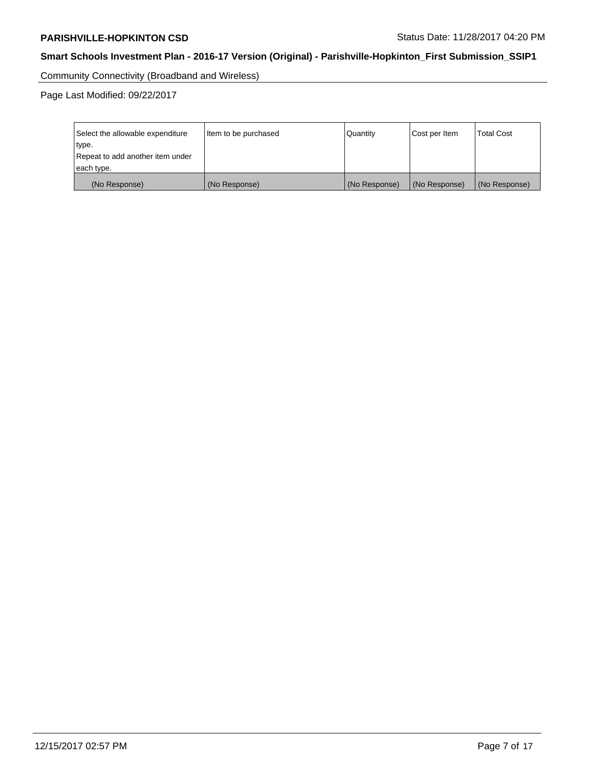Community Connectivity (Broadband and Wireless)

Page Last Modified: 09/22/2017

| Select the allowable expenditure type.<br>Repeat to add another item under each type. | Item to be purchased | Quantity | Cost per Item | Total Cost |
|---|---|---|---|---|
| (No Response) | (No Response) | (No Response) | (No Response) | (No Response) |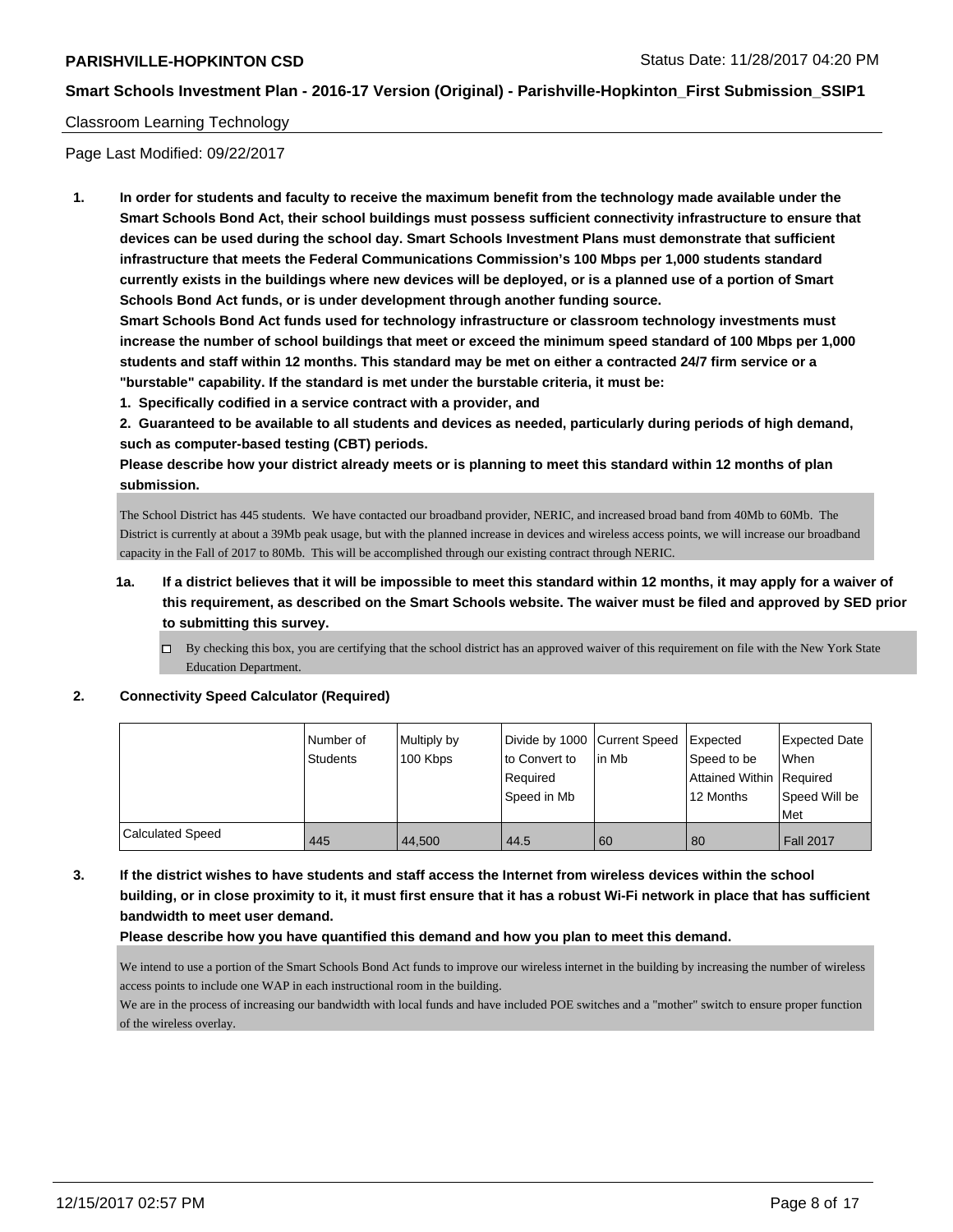Classroom Learning Technology

Page Last Modified: 09/22/2017

**1. In order for students and faculty to receive the maximum benefit from the technology made available under the Smart Schools Bond Act, their school buildings must possess sufficient connectivity infrastructure to ensure that devices can be used during the school day. Smart Schools Investment Plans must demonstrate that sufficient infrastructure that meets the Federal Communications Commission's 100 Mbps per 1,000 students standard currently exists in the buildings where new devices will be deployed, or is a planned use of a portion of Smart Schools Bond Act funds, or is under development through another funding source.**

**Smart Schools Bond Act funds used for technology infrastructure or classroom technology investments must increase the number of school buildings that meet or exceed the minimum speed standard of 100 Mbps per 1,000 students and staff within 12 months. This standard may be met on either a contracted 24/7 firm service or a "burstable" capability. If the standard is met under the burstable criteria, it must be:**

**1. Specifically codified in a service contract with a provider, and**

**2. Guaranteed to be available to all students and devices as needed, particularly during periods of high demand, such as computer-based testing (CBT) periods.**

**Please describe how your district already meets or is planning to meet this standard within 12 months of plan submission.**

The School District has 445 students. We have contacted our broadband provider, NERIC, and increased broad band from 40Mb to 60Mb. The District is currently at about a 39Mb peak usage, but with the planned increase in devices and wireless access points, we will increase our broadband capacity in the Fall of 2017 to 80Mb. This will be accomplished through our existing contract through NERIC.

**1a. If a district believes that it will be impossible to meet this standard within 12 months, it may apply for a waiver of this requirement, as described on the Smart Schools website. The waiver must be filed and approved by SED prior to submitting this survey.**

☐ By checking this box, you are certifying that the school district has an approved waiver of this requirement on file with the New York State Education Department.

**2. Connectivity Speed Calculator (Required)**

| | Number of Students | Multiply by 100 Kbps | Divide by 1000 to Convert to Required Speed in Mb | Current Speed in Mb | Expected Speed to be Attained Within 12 Months | Expected Date When Required Speed Will be Met |
|---|---|---|---|---|---|---|
| Calculated Speed | 445 | 44,500 | 44.5 | 60 | 80 | Fall 2017 |

**3. If the district wishes to have students and staff access the Internet from wireless devices within the school building, or in close proximity to it, it must first ensure that it has a robust Wi-Fi network in place that has sufficient bandwidth to meet user demand.**

**Please describe how you have quantified this demand and how you plan to meet this demand.**

We intend to use a portion of the Smart Schools Bond Act funds to improve our wireless internet in the building by increasing the number of wireless access points to include one WAP in each instructional room in the building.
We are in the process of increasing our bandwidth with local funds and have included POE switches and a "mother" switch to ensure proper function of the wireless overlay.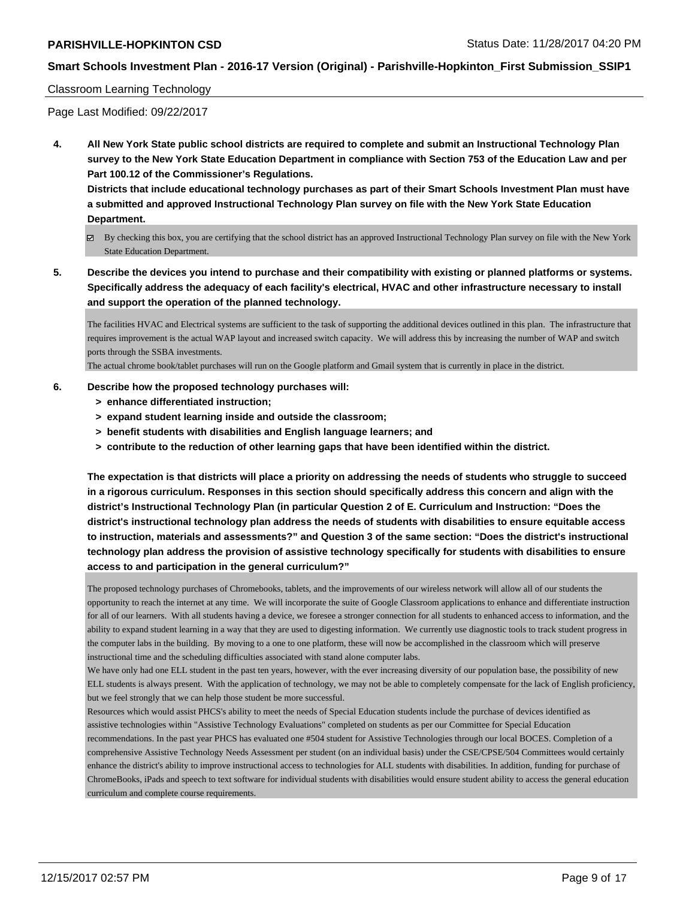Classroom Learning Technology

Page Last Modified: 09/22/2017

**4. All New York State public school districts are required to complete and submit an Instructional Technology Plan survey to the New York State Education Department in compliance with Section 753 of the Education Law and per Part 100.12 of the Commissioner's Regulations.**

**Districts that include educational technology purchases as part of their Smart Schools Investment Plan must have a submitted and approved Instructional Technology Plan survey on file with the New York State Education Department.**

☑ By checking this box, you are certifying that the school district has an approved Instructional Technology Plan survey on file with the New York State Education Department.

**5. Describe the devices you intend to purchase and their compatibility with existing or planned platforms or systems. Specifically address the adequacy of each facility's electrical, HVAC and other infrastructure necessary to install and support the operation of the planned technology.**

The facilities HVAC and Electrical systems are sufficient to the task of supporting the additional devices outlined in this plan. The infrastructure that requires improvement is the actual WAP layout and increased switch capacity. We will address this by increasing the number of WAP and switch ports through the SSBA investments.
The actual chrome book/tablet purchases will run on the Google platform and Gmail system that is currently in place in the district.

**6. Describe how the proposed technology purchases will:**
- **> enhance differentiated instruction;**
- **> expand student learning inside and outside the classroom;**
- **> benefit students with disabilities and English language learners; and**
- **> contribute to the reduction of other learning gaps that have been identified within the district.**

**The expectation is that districts will place a priority on addressing the needs of students who struggle to succeed in a rigorous curriculum. Responses in this section should specifically address this concern and align with the district's Instructional Technology Plan (in particular Question 2 of E. Curriculum and Instruction: "Does the district's instructional technology plan address the needs of students with disabilities to ensure equitable access to instruction, materials and assessments?" and Question 3 of the same section: "Does the district's instructional technology plan address the provision of assistive technology specifically for students with disabilities to ensure access to and participation in the general curriculum?"**

The proposed technology purchases of Chromebooks, tablets, and the improvements of our wireless network will allow all of our students the opportunity to reach the internet at any time. We will incorporate the suite of Google Classroom applications to enhance and differentiate instruction for all of our learners. With all students having a device, we foresee a stronger connection for all students to enhanced access to information, and the ability to expand student learning in a way that they are used to digesting information. We currently use diagnostic tools to track student progress in the computer labs in the building. By moving to a one to one platform, these will now be accomplished in the classroom which will preserve instructional time and the scheduling difficulties associated with stand alone computer labs.
We have only had one ELL student in the past ten years, however, with the ever increasing diversity of our population base, the possibility of new ELL students is always present. With the application of technology, we may not be able to completely compensate for the lack of English proficiency, but we feel strongly that we can help those student be more successful.
Resources which would assist PHCS's ability to meet the needs of Special Education students include the purchase of devices identified as assistive technologies within "Assistive Technology Evaluations" completed on students as per our Committee for Special Education recommendations. In the past year PHCS has evaluated one #504 student for Assistive Technologies through our local BOCES. Completion of a comprehensive Assistive Technology Needs Assessment per student (on an individual basis) under the CSE/CPSE/504 Committees would certainly enhance the district's ability to improve instructional access to technologies for ALL students with disabilities. In addition, funding for purchase of ChromeBooks, iPads and speech to text software for individual students with disabilities would ensure student ability to access the general education curriculum and complete course requirements.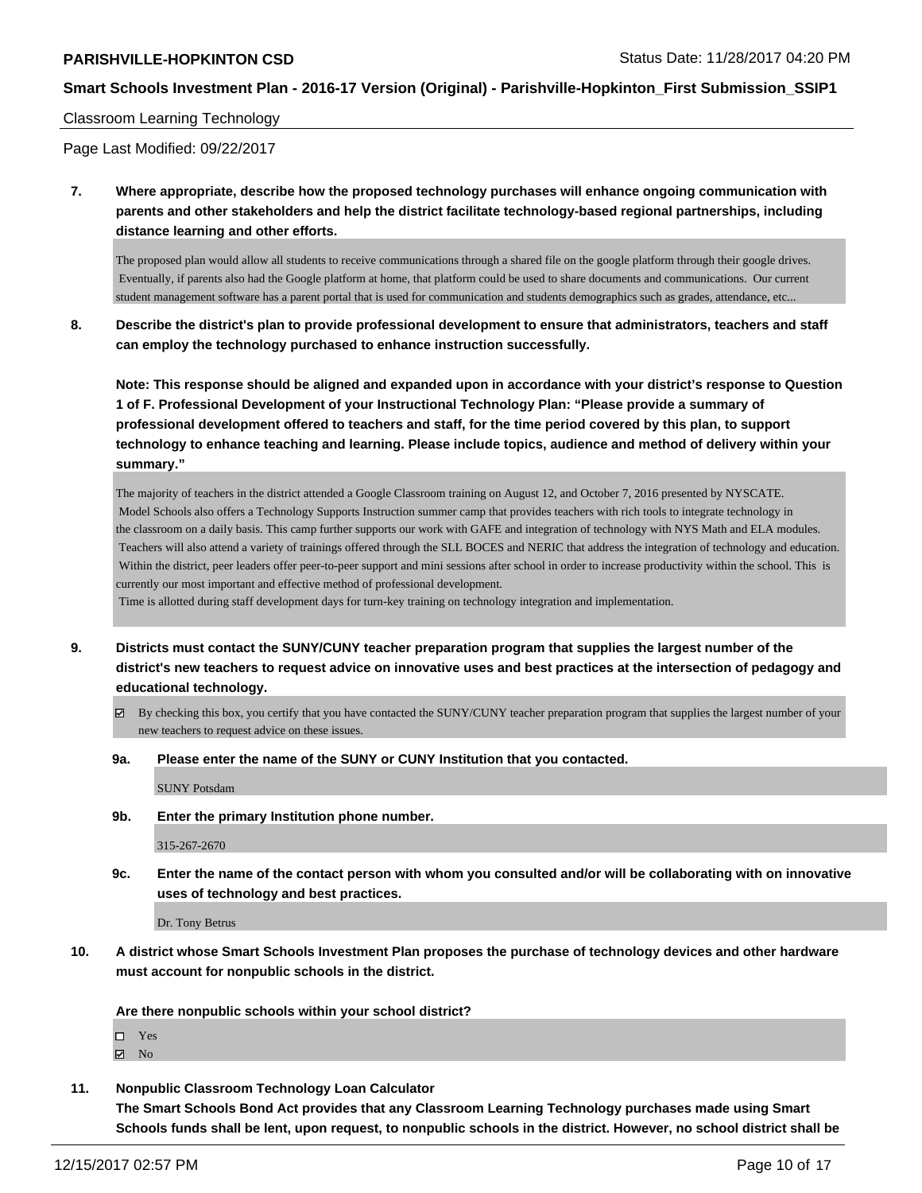Classroom Learning Technology

Page Last Modified: 09/22/2017

**7. Where appropriate, describe how the proposed technology purchases will enhance ongoing communication with parents and other stakeholders and help the district facilitate technology-based regional partnerships, including distance learning and other efforts.**

The proposed plan would allow all students to receive communications through a shared file on the google platform through their google drives. Eventually, if parents also had the Google platform at home, that platform could be used to share documents and communications. Our current student management software has a parent portal that is used for communication and students demographics such as grades, attendance, etc...

**8. Describe the district's plan to provide professional development to ensure that administrators, teachers and staff can employ the technology purchased to enhance instruction successfully.**

**Note: This response should be aligned and expanded upon in accordance with your district's response to Question 1 of F. Professional Development of your Instructional Technology Plan: "Please provide a summary of professional development offered to teachers and staff, for the time period covered by this plan, to support technology to enhance teaching and learning. Please include topics, audience and method of delivery within your summary."**

The majority of teachers in the district attended a Google Classroom training on August 12, and October 7, 2016 presented by NYSCATE. Model Schools also offers a Technology Supports Instruction summer camp that provides teachers with rich tools to integrate technology in the classroom on a daily basis. This camp further supports our work with GAFE and integration of technology with NYS Math and ELA modules. Teachers will also attend a variety of trainings offered through the SLL BOCES and NERIC that address the integration of technology and education. Within the district, peer leaders offer peer-to-peer support and mini sessions after school in order to increase productivity within the school. This is currently our most important and effective method of professional development.
Time is allotted during staff development days for turn-key training on technology integration and implementation.

**9. Districts must contact the SUNY/CUNY teacher preparation program that supplies the largest number of the district's new teachers to request advice on innovative uses and best practices at the intersection of pedagogy and educational technology.**

☑ By checking this box, you certify that you have contacted the SUNY/CUNY teacher preparation program that supplies the largest number of your new teachers to request advice on these issues.

**9a. Please enter the name of the SUNY or CUNY Institution that you contacted.**

SUNY Potsdam

**9b. Enter the primary Institution phone number.**

315-267-2670

**9c. Enter the name of the contact person with whom you consulted and/or will be collaborating with on innovative uses of technology and best practices.**

Dr. Tony Betrus

**10. A district whose Smart Schools Investment Plan proposes the purchase of technology devices and other hardware must account for nonpublic schools in the district.**

**Are there nonpublic schools within your school district?**

☐ Yes
☑ No

**11. Nonpublic Classroom Technology Loan Calculator**
**The Smart Schools Bond Act provides that any Classroom Learning Technology purchases made using Smart Schools funds shall be lent, upon request, to nonpublic schools in the district. However, no school district shall be**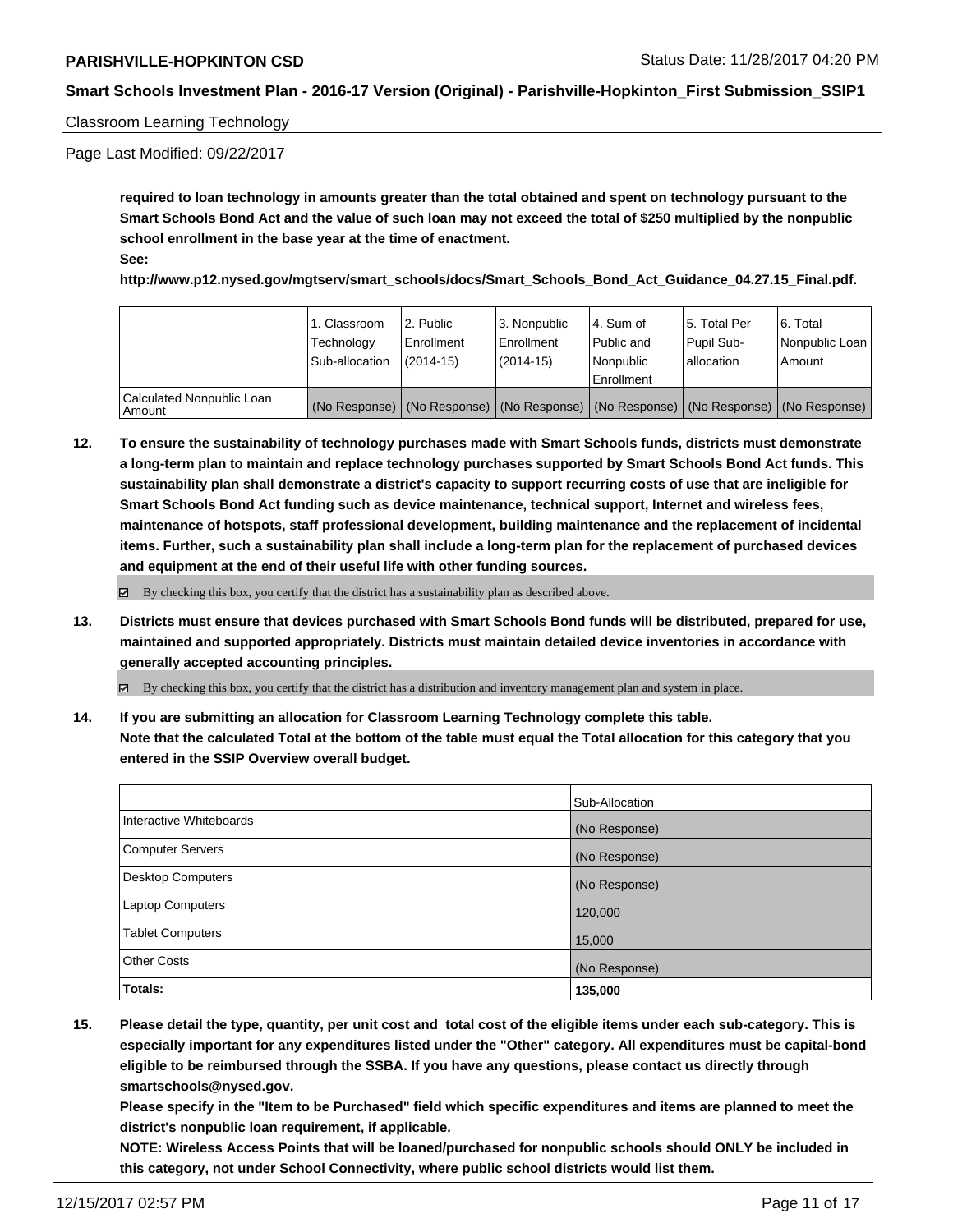Classroom Learning Technology

Page Last Modified: 09/22/2017

**required to loan technology in amounts greater than the total obtained and spent on technology pursuant to the Smart Schools Bond Act and the value of such loan may not exceed the total of $250 multiplied by the nonpublic school enrollment in the base year at the time of enactment.**

**See:**

**http://www.p12.nysed.gov/mgtserv/smart_schools/docs/Smart_Schools_Bond_Act_Guidance_04.27.15_Final.pdf.**

| | 1. Classroom Technology Sub-allocation | 2. Public Enrollment (2014-15) | 3. Nonpublic Enrollment (2014-15) | 4. Sum of Public and Nonpublic Enrollment | 5. Total Per Pupil Sub-allocation | 6. Total Nonpublic Loan Amount |
|---|---|---|---|---|---|---|
| Calculated Nonpublic Loan Amount | (No Response) | (No Response) | (No Response) | (No Response) | (No Response) | (No Response) |

**12. To ensure the sustainability of technology purchases made with Smart Schools funds, districts must demonstrate a long-term plan to maintain and replace technology purchases supported by Smart Schools Bond Act funds. This sustainability plan shall demonstrate a district's capacity to support recurring costs of use that are ineligible for Smart Schools Bond Act funding such as device maintenance, technical support, Internet and wireless fees, maintenance of hotspots, staff professional development, building maintenance and the replacement of incidental items. Further, such a sustainability plan shall include a long-term plan for the replacement of purchased devices and equipment at the end of their useful life with other funding sources.**

☑ By checking this box, you certify that the district has a sustainability plan as described above.

**13. Districts must ensure that devices purchased with Smart Schools Bond funds will be distributed, prepared for use, maintained and supported appropriately. Districts must maintain detailed device inventories in accordance with generally accepted accounting principles.**

☑ By checking this box, you certify that the district has a distribution and inventory management plan and system in place.

**14. If you are submitting an allocation for Classroom Learning Technology complete this table. Note that the calculated Total at the bottom of the table must equal the Total allocation for this category that you entered in the SSIP Overview overall budget.**

| | Sub-Allocation |
|---|---|
| Interactive Whiteboards | (No Response) |
| Computer Servers | (No Response) |
| Desktop Computers | (No Response) |
| Laptop Computers | 120,000 |
| Tablet Computers | 15,000 |
| Other Costs | (No Response) |
| **Totals:** | **135,000** |

**15. Please detail the type, quantity, per unit cost and total cost of the eligible items under each sub-category. This is especially important for any expenditures listed under the "Other" category. All expenditures must be capital-bond eligible to be reimbursed through the SSBA. If you have any questions, please contact us directly through smartschools@nysed.gov.**

**Please specify in the "Item to be Purchased" field which specific expenditures and items are planned to meet the district's nonpublic loan requirement, if applicable.**

**NOTE: Wireless Access Points that will be loaned/purchased for nonpublic schools should ONLY be included in this category, not under School Connectivity, where public school districts would list them.**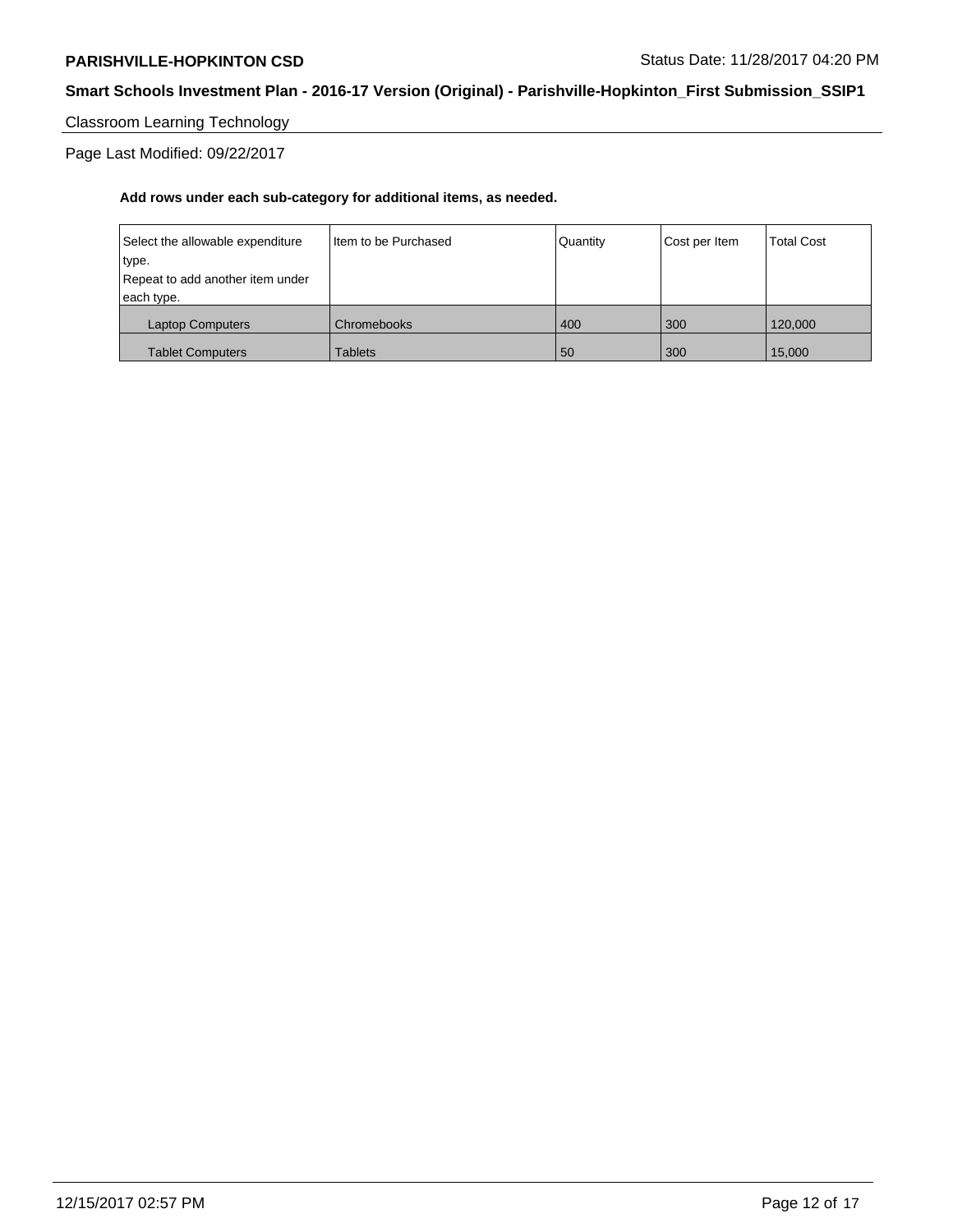Classroom Learning Technology

Page Last Modified: 09/22/2017

**Add rows under each sub-category for additional items, as needed.**

| Select the allowable expenditure type. Repeat to add another item under each type. | Item to be Purchased | Quantity | Cost per Item | Total Cost |
|---|---|---|---|---|
| Laptop Computers | Chromebooks | 400 | 300 | 120,000 |
| Tablet Computers | Tablets | 50 | 300 | 15,000 |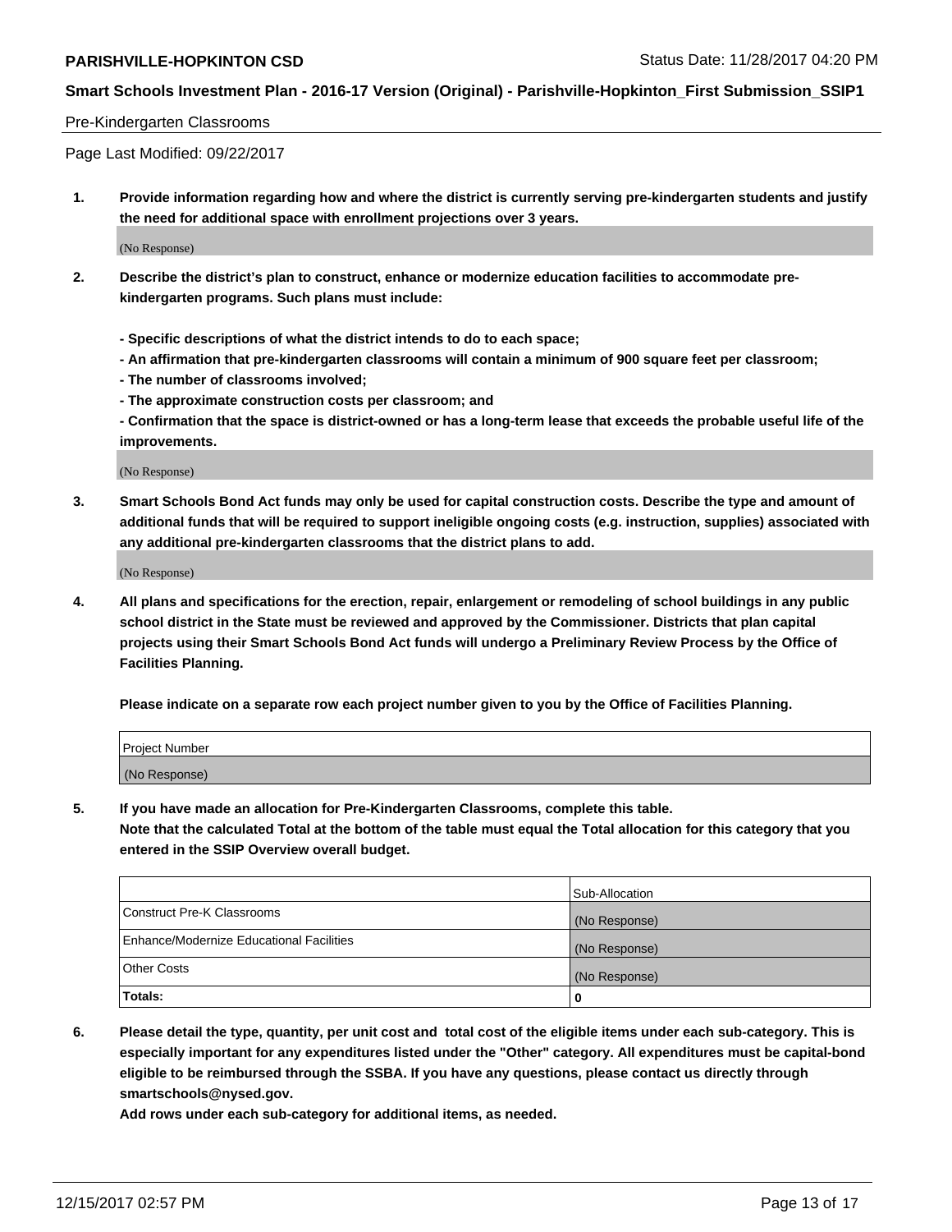Pre-Kindergarten Classrooms

Page Last Modified: 09/22/2017

1. **Provide information regarding how and where the district is currently serving pre-kindergarten students and justify the need for additional space with enrollment projections over 3 years.**

   (No Response)

2. **Describe the district's plan to construct, enhance or modernize education facilities to accommodate pre-kindergarten programs. Such plans must include:**

   **- Specific descriptions of what the district intends to do to each space;**
   **- An affirmation that pre-kindergarten classrooms will contain a minimum of 900 square feet per classroom;**
   **- The number of classrooms involved;**
   **- The approximate construction costs per classroom; and**
   **- Confirmation that the space is district-owned or has a long-term lease that exceeds the probable useful life of the improvements.**

   (No Response)

3. **Smart Schools Bond Act funds may only be used for capital construction costs. Describe the type and amount of additional funds that will be required to support ineligible ongoing costs (e.g. instruction, supplies) associated with any additional pre-kindergarten classrooms that the district plans to add.**

   (No Response)

4. **All plans and specifications for the erection, repair, enlargement or remodeling of school buildings in any public school district in the State must be reviewed and approved by the Commissioner. Districts that plan capital projects using their Smart Schools Bond Act funds will undergo a Preliminary Review Process by the Office of Facilities Planning.**

   **Please indicate on a separate row each project number given to you by the Office of Facilities Planning.**

| Project Number |
| --- |
| (No Response) |

5. **If you have made an allocation for Pre-Kindergarten Classrooms, complete this table.**
   **Note that the calculated Total at the bottom of the table must equal the Total allocation for this category that you entered in the SSIP Overview overall budget.**

| | Sub-Allocation |
| --- | --- |
| Construct Pre-K Classrooms | (No Response) |
| Enhance/Modernize Educational Facilities | (No Response) |
| Other Costs | (No Response) |
| **Totals:** | **0** |

6. **Please detail the type, quantity, per unit cost and total cost of the eligible items under each sub-category. This is especially important for any expenditures listed under the "Other" category. All expenditures must be capital-bond eligible to be reimbursed through the SSBA. If you have any questions, please contact us directly through smartschools@nysed.gov.**

   **Add rows under each sub-category for additional items, as needed.**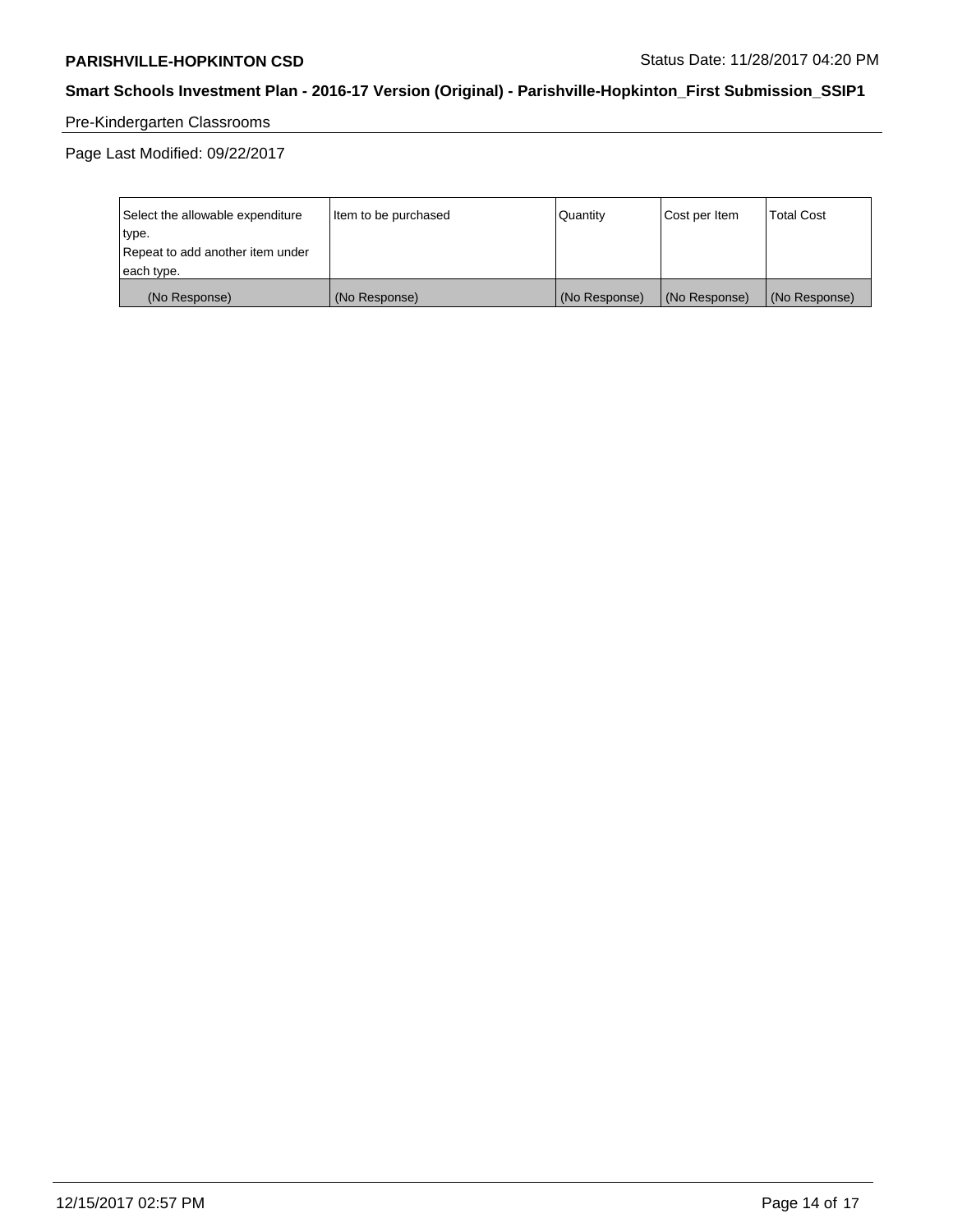## Pre-Kindergarten Classrooms

Page Last Modified: 09/22/2017

| Select the allowable expenditure type. Repeat to add another item under each type. | Item to be purchased | Quantity | Cost per Item | Total Cost |
|---|---|---|---|---|
| (No Response) | (No Response) | (No Response) | (No Response) | (No Response) |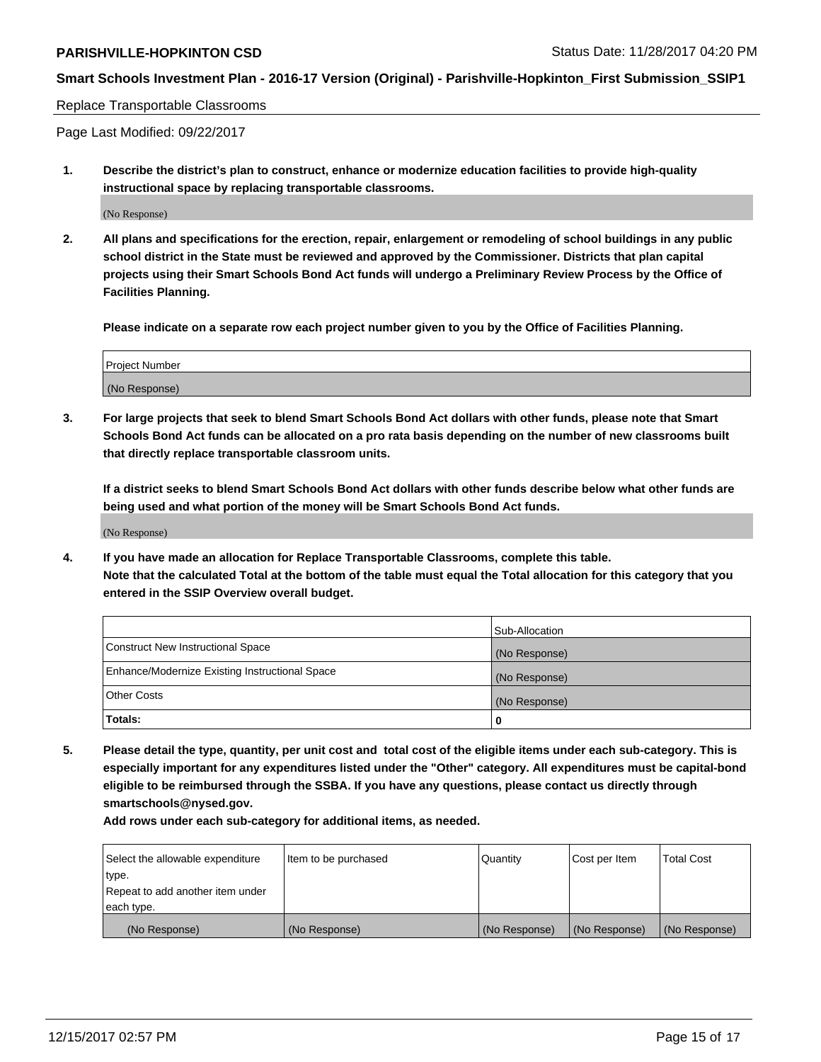Replace Transportable Classrooms

Page Last Modified: 09/22/2017

**1. Describe the district's plan to construct, enhance or modernize education facilities to provide high-quality instructional space by replacing transportable classrooms.**

(No Response)

**2. All plans and specifications for the erection, repair, enlargement or remodeling of school buildings in any public school district in the State must be reviewed and approved by the Commissioner. Districts that plan capital projects using their Smart Schools Bond Act funds will undergo a Preliminary Review Process by the Office of Facilities Planning.**

**Please indicate on a separate row each project number given to you by the Office of Facilities Planning.**

| Project Number |
| --- |
| (No Response) |

**3. For large projects that seek to blend Smart Schools Bond Act dollars with other funds, please note that Smart Schools Bond Act funds can be allocated on a pro rata basis depending on the number of new classrooms built that directly replace transportable classroom units.**

**If a district seeks to blend Smart Schools Bond Act dollars with other funds describe below what other funds are being used and what portion of the money will be Smart Schools Bond Act funds.**

(No Response)

**4. If you have made an allocation for Replace Transportable Classrooms, complete this table. Note that the calculated Total at the bottom of the table must equal the Total allocation for this category that you entered in the SSIP Overview overall budget.**

| | Sub-Allocation |
| --- | --- |
| Construct New Instructional Space | (No Response) |
| Enhance/Modernize Existing Instructional Space | (No Response) |
| Other Costs | (No Response) |
| **Totals:** | **0** |

**5. Please detail the type, quantity, per unit cost and total cost of the eligible items under each sub-category. This is especially important for any expenditures listed under the "Other" category. All expenditures must be capital-bond eligible to be reimbursed through the SSBA. If you have any questions, please contact us directly through smartschools@nysed.gov.**

**Add rows under each sub-category for additional items, as needed.**

| Select the allowable expenditure type. Repeat to add another item under each type. | Item to be purchased | Quantity | Cost per Item | Total Cost |
| --- | --- | --- | --- | --- |
| (No Response) | (No Response) | (No Response) | (No Response) | (No Response) |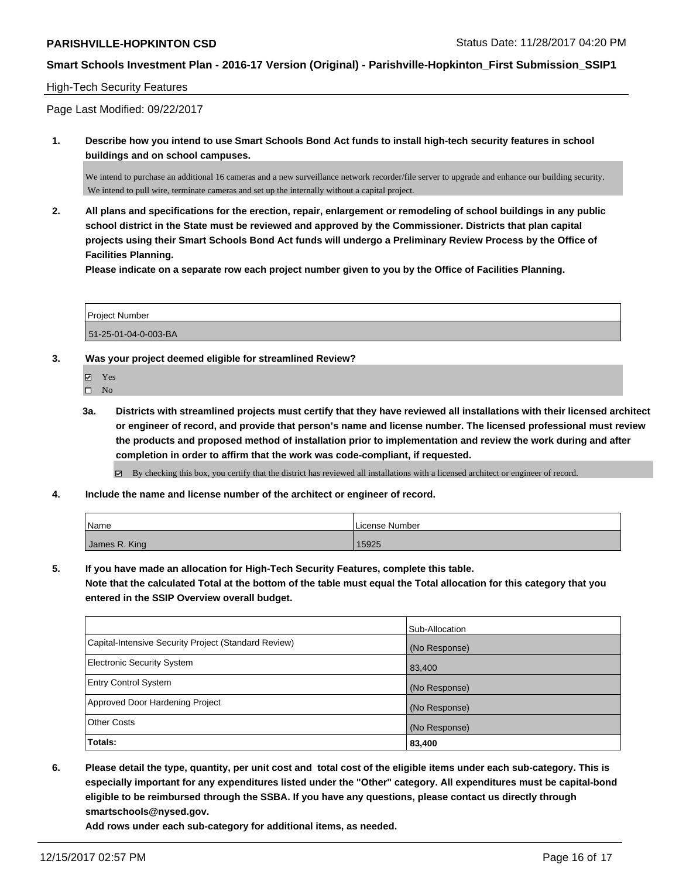High-Tech Security Features

Page Last Modified: 09/22/2017

1. **Describe how you intend to use Smart Schools Bond Act funds to install high-tech security features in school buildings and on school campuses.**

We intend to purchase an additional 16 cameras and a new surveillance network recorder/file server to upgrade and enhance our building security. We intend to pull wire, terminate cameras and set up the internally without a capital project.

2. **All plans and specifications for the erection, repair, enlargement or remodeling of school buildings in any public school district in the State must be reviewed and approved by the Commissioner. Districts that plan capital projects using their Smart Schools Bond Act funds will undergo a Preliminary Review Process by the Office of Facilities Planning.**

**Please indicate on a separate row each project number given to you by the Office of Facilities Planning.**

| Project Number |
|---|
| 51-25-01-04-0-003-BA |

3. **Was your project deemed eligible for streamlined Review?**

☑ Yes
☐ No

3a. **Districts with streamlined projects must certify that they have reviewed all installations with their licensed architect or engineer of record, and provide that person's name and license number. The licensed professional must review the products and proposed method of installation prior to implementation and review the work during and after completion in order to affirm that the work was code-compliant, if requested.**

☑ By checking this box, you certify that the district has reviewed all installations with a licensed architect or engineer of record.

4. **Include the name and license number of the architect or engineer of record.**

| Name | License Number |
|---|---|
| James R. King | 15925 |

5. **If you have made an allocation for High-Tech Security Features, complete this table.**
**Note that the calculated Total at the bottom of the table must equal the Total allocation for this category that you entered in the SSIP Overview overall budget.**

| | Sub-Allocation |
|---|---|
| Capital-Intensive Security Project (Standard Review) | (No Response) |
| Electronic Security System | 83,400 |
| Entry Control System | (No Response) |
| Approved Door Hardening Project | (No Response) |
| Other Costs | (No Response) |
| **Totals:** | **83,400** |

6. **Please detail the type, quantity, per unit cost and total cost of the eligible items under each sub-category. This is especially important for any expenditures listed under the "Other" category. All expenditures must be capital-bond eligible to be reimbursed through the SSBA. If you have any questions, please contact us directly through smartschools@nysed.gov.**

**Add rows under each sub-category for additional items, as needed.**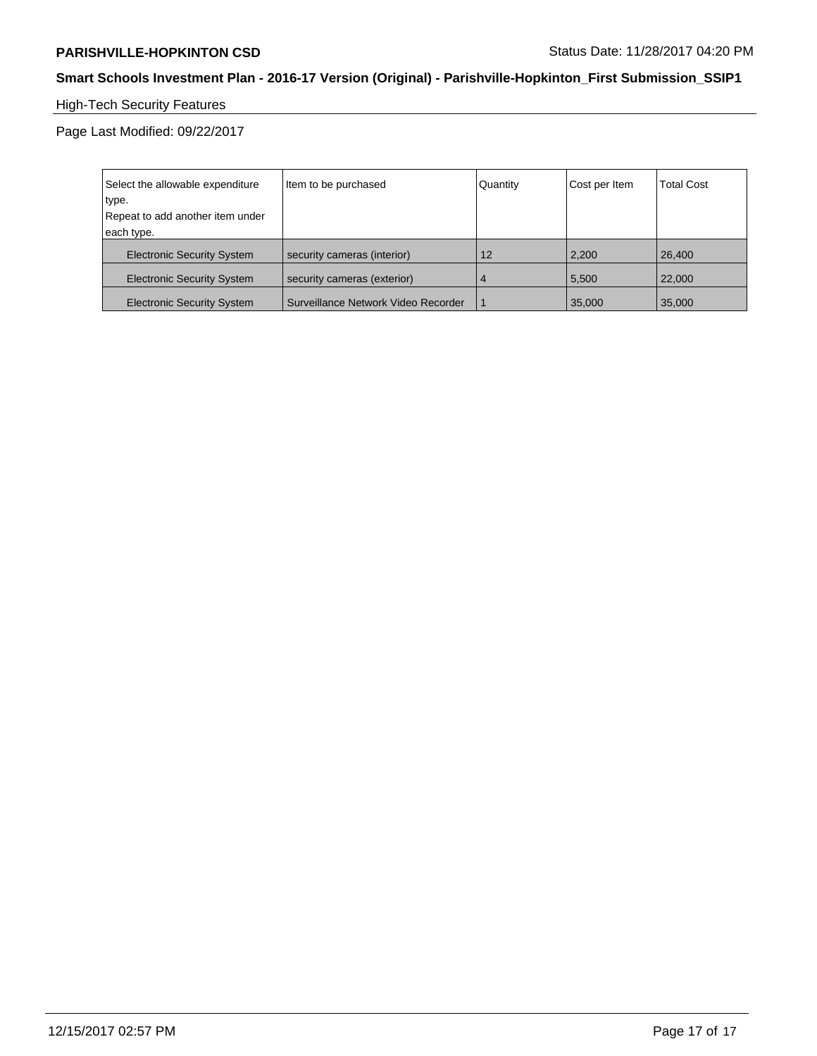## High-Tech Security Features

Page Last Modified: 09/22/2017

| Select the allowable expenditure type. Repeat to add another item under each type. | Item to be purchased | Quantity | Cost per Item | Total Cost |
|---|---|---|---|---|
| Electronic Security System | security cameras (interior) | 12 | 2,200 | 26,400 |
| Electronic Security System | security cameras (exterior) | 4 | 5,500 | 22,000 |
| Electronic Security System | Surveillance Network Video Recorder | 1 | 35,000 | 35,000 |